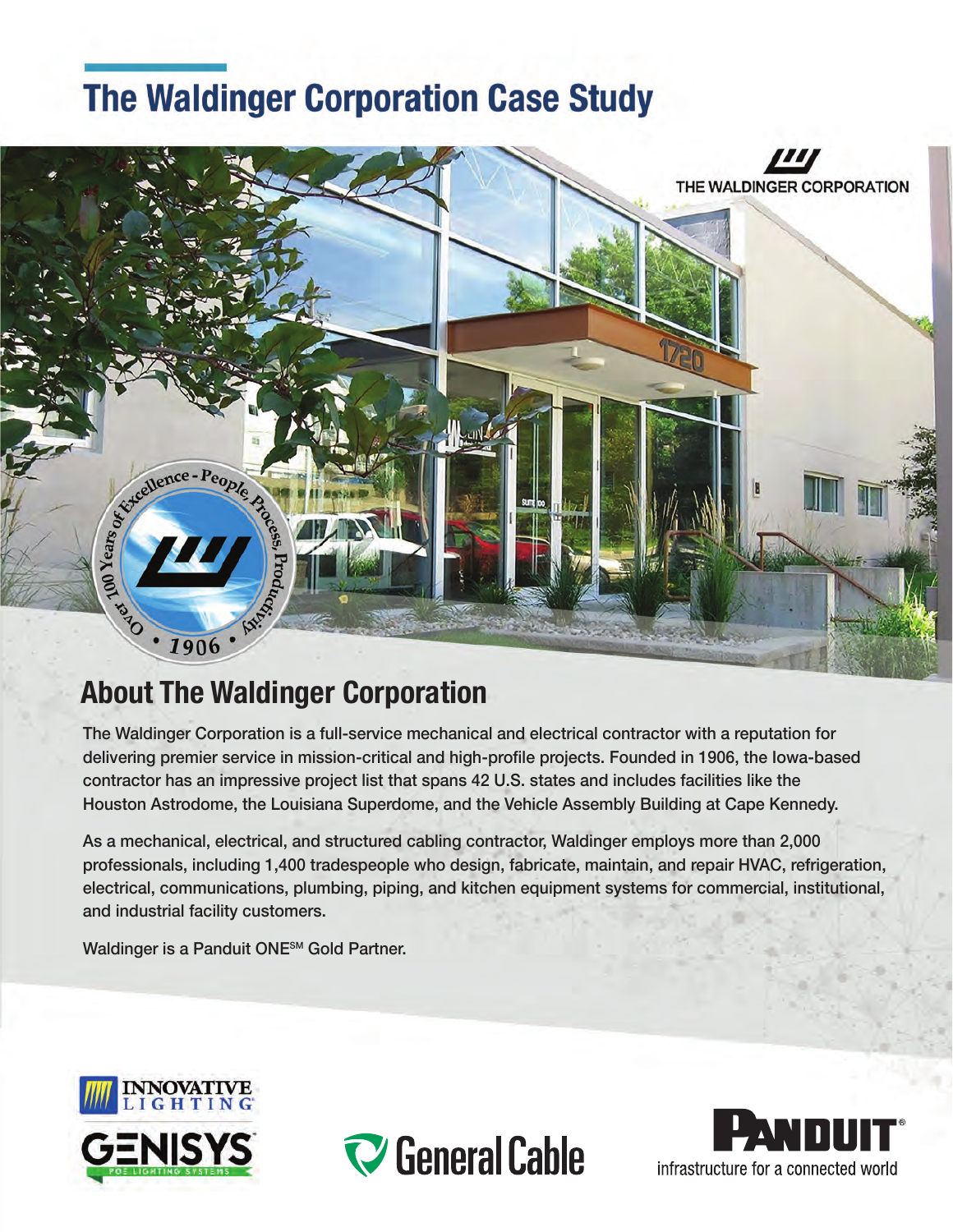# The Waldinger Corporation Case Study

## About The Waldinger Corporation

The Waldinger Corporation is a full-service mechanical and electrical contractor with a reputation for delivering premier service in mission-critical and high-profile projects. Founded in 1906, the Iowa-based contractor has an impressive project list that spans 42 U.S. states and includes facilities like the Houston Astrodome, the Louisiana Superdome, and the Vehicle Assembly Building at Cape Kennedy.

As a mechanical, electrical, and structured cabling contractor, Waldinger employs more than 2,000 professionals, including 1,400 tradespeople who design, fabricate, maintain, and repair HVAC, refrigeration, electrical, communications, plumbing, piping, and kitchen equipment systems for commercial, institutional, and industrial facility customers.

Waldinger is a Panduit ONE℠ Gold Partner.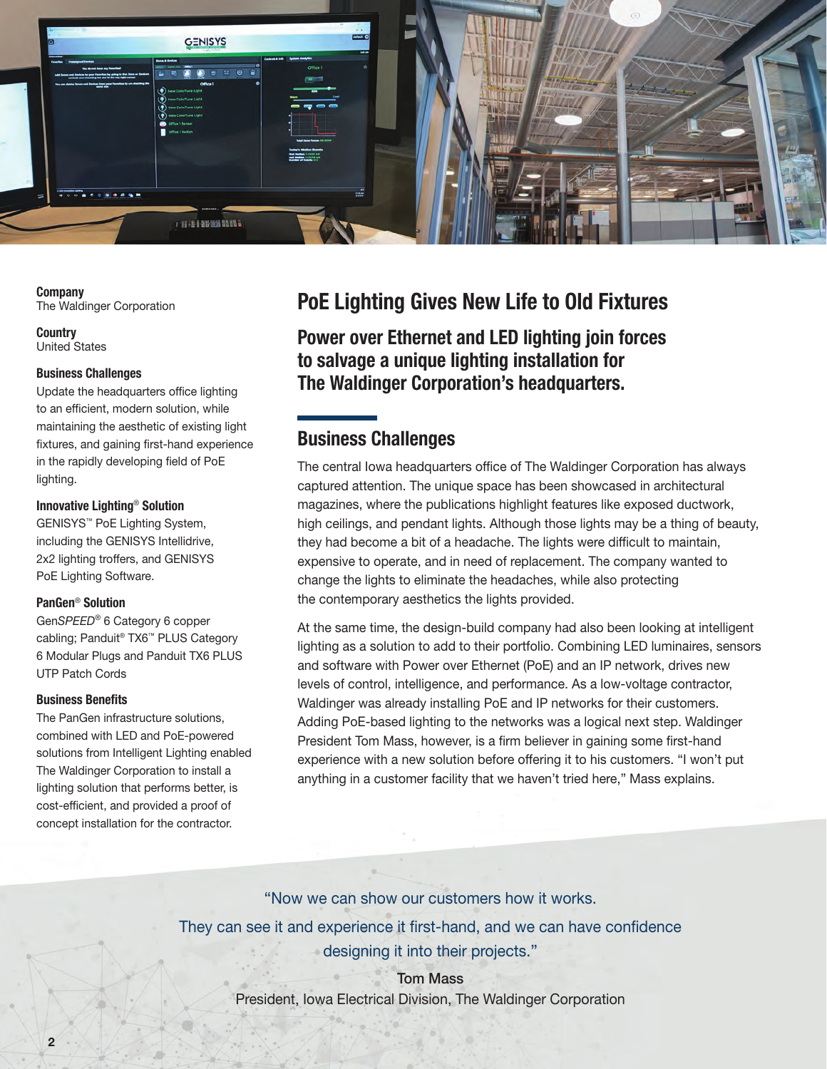**Company**
The Waldinger Corporation

**Country**
United States

**Business Challenges**
Update the headquarters office lighting to an efficient, modern solution, while maintaining the aesthetic of existing light fixtures, and gaining first-hand experience in the rapidly developing field of PoE lighting.

**Innovative Lighting® Solution**
GENISYS™ PoE Lighting System, including the GENISYS Intellidrive, 2x2 lighting troffers, and GENISYS PoE Lighting Software.

**PanGen® Solution**
Gen*SPEED*® 6 Category 6 copper cabling; Panduit® TX6™ PLUS Category 6 Modular Plugs and Panduit TX6 PLUS UTP Patch Cords

**Business Benefits**
The PanGen infrastructure solutions, combined with LED and PoE-powered solutions from Intelligent Lighting enabled The Waldinger Corporation to install a lighting solution that performs better, is cost-efficient, and provided a proof of concept installation for the contractor.

# PoE Lighting Gives New Life to Old Fixtures

### Power over Ethernet and LED lighting join forces to salvage a unique lighting installation for The Waldinger Corporation's headquarters.

## Business Challenges

The central Iowa headquarters office of The Waldinger Corporation has always captured attention. The unique space has been showcased in architectural magazines, where the publications highlight features like exposed ductwork, high ceilings, and pendant lights. Although those lights may be a thing of beauty, they had become a bit of a headache. The lights were difficult to maintain, expensive to operate, and in need of replacement. The company wanted to change the lights to eliminate the headaches, while also protecting the contemporary aesthetics the lights provided.

At the same time, the design-build company had also been looking at intelligent lighting as a solution to add to their portfolio. Combining LED luminaires, sensors and software with Power over Ethernet (PoE) and an IP network, drives new levels of control, intelligence, and performance. As a low-voltage contractor, Waldinger was already installing PoE and IP networks for their customers. Adding PoE-based lighting to the networks was a logical next step. Waldinger President Tom Mass, however, is a firm believer in gaining some first-hand experience with a new solution before offering it to his customers. "I won't put anything in a customer facility that we haven't tried here," Mass explains.

> "Now we can show our customers how it works. They can see it and experience it first-hand, and we can have confidence designing it into their projects."
>
> Tom Mass
> President, Iowa Electrical Division, The Waldinger Corporation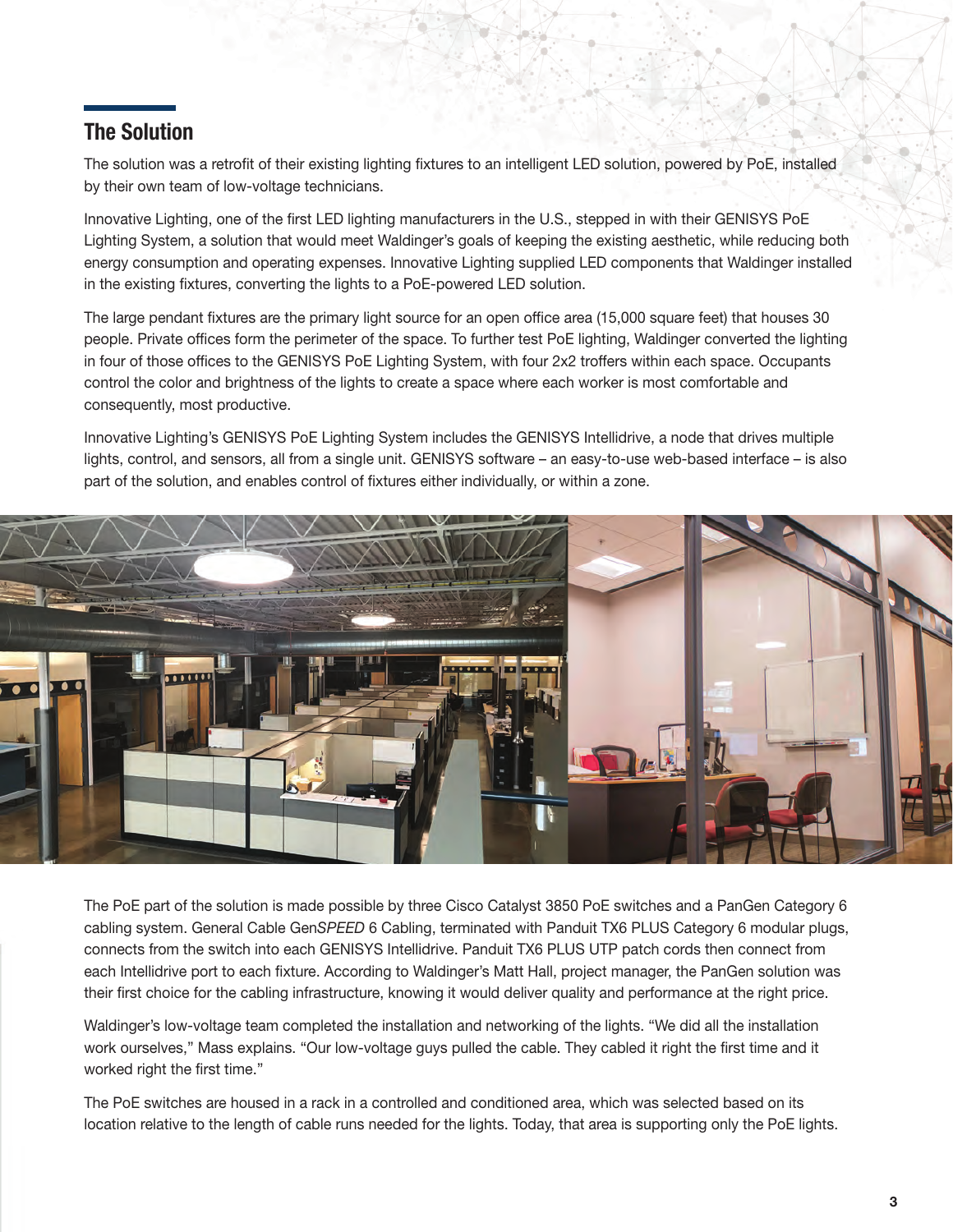## The Solution

The solution was a retrofit of their existing lighting fixtures to an intelligent LED solution, powered by PoE, installed by their own team of low-voltage technicians.

Innovative Lighting, one of the first LED lighting manufacturers in the U.S., stepped in with their GENISYS PoE Lighting System, a solution that would meet Waldinger's goals of keeping the existing aesthetic, while reducing both energy consumption and operating expenses. Innovative Lighting supplied LED components that Waldinger installed in the existing fixtures, converting the lights to a PoE-powered LED solution.

The large pendant fixtures are the primary light source for an open office area (15,000 square feet) that houses 30 people. Private offices form the perimeter of the space. To further test PoE lighting, Waldinger converted the lighting in four of those offices to the GENISYS PoE Lighting System, with four 2x2 troffers within each space. Occupants control the color and brightness of the lights to create a space where each worker is most comfortable and consequently, most productive.

Innovative Lighting's GENISYS PoE Lighting System includes the GENISYS Intellidrive, a node that drives multiple lights, control, and sensors, all from a single unit. GENISYS software – an easy-to-use web-based interface – is also part of the solution, and enables control of fixtures either individually, or within a zone.

The PoE part of the solution is made possible by three Cisco Catalyst 3850 PoE switches and a PanGen Category 6 cabling system. General Cable Gen*SPEED* 6 Cabling, terminated with Panduit TX6 PLUS Category 6 modular plugs, connects from the switch into each GENISYS Intellidrive. Panduit TX6 PLUS UTP patch cords then connect from each Intellidrive port to each fixture. According to Waldinger's Matt Hall, project manager, the PanGen solution was their first choice for the cabling infrastructure, knowing it would deliver quality and performance at the right price.

Waldinger's low-voltage team completed the installation and networking of the lights. "We did all the installation work ourselves," Mass explains. "Our low-voltage guys pulled the cable. They cabled it right the first time and it worked right the first time."

The PoE switches are housed in a rack in a controlled and conditioned area, which was selected based on its location relative to the length of cable runs needed for the lights. Today, that area is supporting only the PoE lights.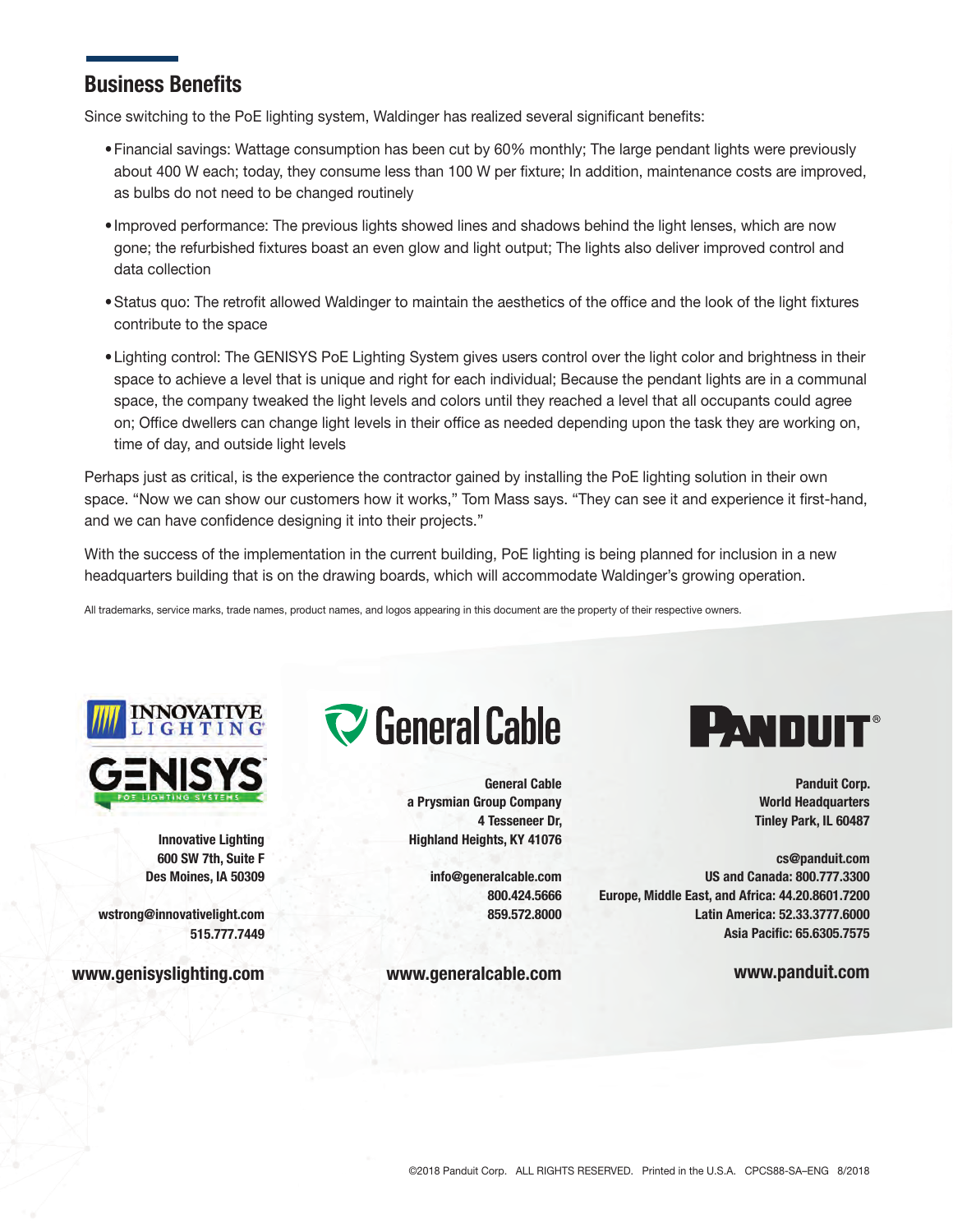## Business Benefits

Since switching to the PoE lighting system, Waldinger has realized several significant benefits:

- Financial savings: Wattage consumption has been cut by 60% monthly; The large pendant lights were previously about 400 W each; today, they consume less than 100 W per fixture; In addition, maintenance costs are improved, as bulbs do not need to be changed routinely
- Improved performance: The previous lights showed lines and shadows behind the light lenses, which are now gone; the refurbished fixtures boast an even glow and light output; The lights also deliver improved control and data collection
- Status quo: The retrofit allowed Waldinger to maintain the aesthetics of the office and the look of the light fixtures contribute to the space
- Lighting control: The GENISYS PoE Lighting System gives users control over the light color and brightness in their space to achieve a level that is unique and right for each individual; Because the pendant lights are in a communal space, the company tweaked the light levels and colors until they reached a level that all occupants could agree on; Office dwellers can change light levels in their office as needed depending upon the task they are working on, time of day, and outside light levels

Perhaps just as critical, is the experience the contractor gained by installing the PoE lighting solution in their own space. "Now we can show our customers how it works," Tom Mass says. "They can see it and experience it first-hand, and we can have confidence designing it into their projects."

With the success of the implementation in the current building, PoE lighting is being planned for inclusion in a new headquarters building that is on the drawing boards, which will accommodate Waldinger's growing operation.

All trademarks, service marks, trade names, product names, and logos appearing in this document are the property of their respective owners.

INNOVATIVE LIGHTING
GENISYS POE LIGHTING SYSTEMS

**Innovative Lighting**
**600 SW 7th, Suite F**
**Des Moines, IA 50309**

**wstrong@innovativelight.com**
**515.777.7449**

**www.genisyslighting.com**

General Cable

**General Cable**
**a Prysmian Group Company**
**4 Tesseneer Dr,**
**Highland Heights, KY 41076**

**info@generalcable.com**
**800.424.5666**
**859.572.8000**

**www.generalcable.com**

PANDUIT®

**Panduit Corp.**
**World Headquarters**
**Tinley Park, IL 60487**

**cs@panduit.com**
**US and Canada: 800.777.3300**
**Europe, Middle East, and Africa: 44.20.8601.7200**
**Latin America: 52.33.3777.6000**
**Asia Pacific: 65.6305.7575**

**www.panduit.com**

©2018 Panduit Corp. ALL RIGHTS RESERVED. Printed in the U.S.A. CPCS88-SA-ENG 8/2018